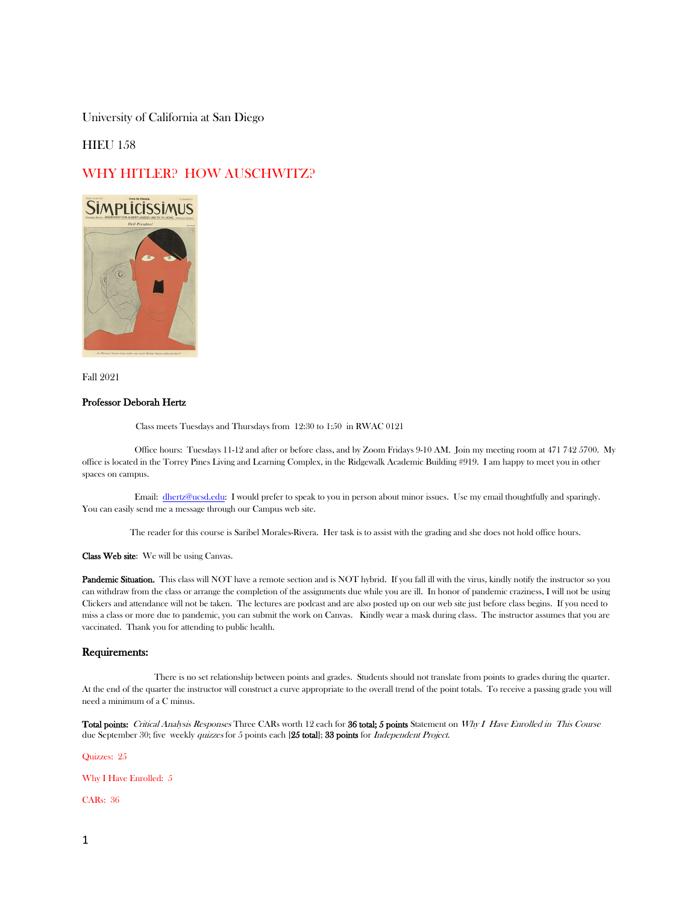University of California at San Diego

HIEU 158

# WHY HITLER? HOW AUSCHWITZ?

Fall 2021

**Professor Deborah Hertz**

Class meets Tuesdays and Thursdays from 12:30 to 1:50 in RWAC 0121

Office hours: Tuesdays 11-12 and after or before class, and by Zoom Fridays 9-10 AM. Join my meeting room at 471 742 5700. My office is located in the Torrey Pines Living and Learning Complex, in the Ridgewalk Academic Building #919. I am happy to meet you in other spaces on campus.

Email: dhertz@ucsd.edu: I would prefer to speak to you in person about minor issues. Use my email thoughtfully and sparingly. You can easily send me a message through our Campus web site.

The reader for this course is Saribel Morales-Rivera. Her task is to assist with the grading and she does not hold office hours.

**Class Web site**: We will be using Canvas.

**Pandemic Situation.** This class will NOT have a remote section and is NOT hybrid. If you fall ill with the virus, kindly notify the instructor so you can withdraw from the class or arrange the completion of the assignments due while you are ill. In honor of pandemic craziness, I will not be using Clickers and attendance will not be taken. The lectures are podcast and are also posted up on our web site just before class begins. If you need to miss a class or more due to pandemic, you can submit the work on Canvas. Kindly wear a mask during class. The instructor assumes that you are vaccinated. Thank you for attending to public health.

## Requirements:

There is no set relationship between points and grades. Students should not translate from points to grades during the quarter. At the end of the quarter the instructor will construct a curve appropriate to the overall trend of the point totals. To receive a passing grade you will need a minimum of a C minus.

**Total points:** *Critical Analysis Responses* Three CARs worth 12 each for **36 total; 5 points** Statement on *Why I Have Enrolled in This Course* due September 30; five weekly *quizzes* for 5 points each [**25 total**]; **33 points** for *Independent Project.*

Quizzes: 25

Why I Have Enrolled: 5

CARs: 36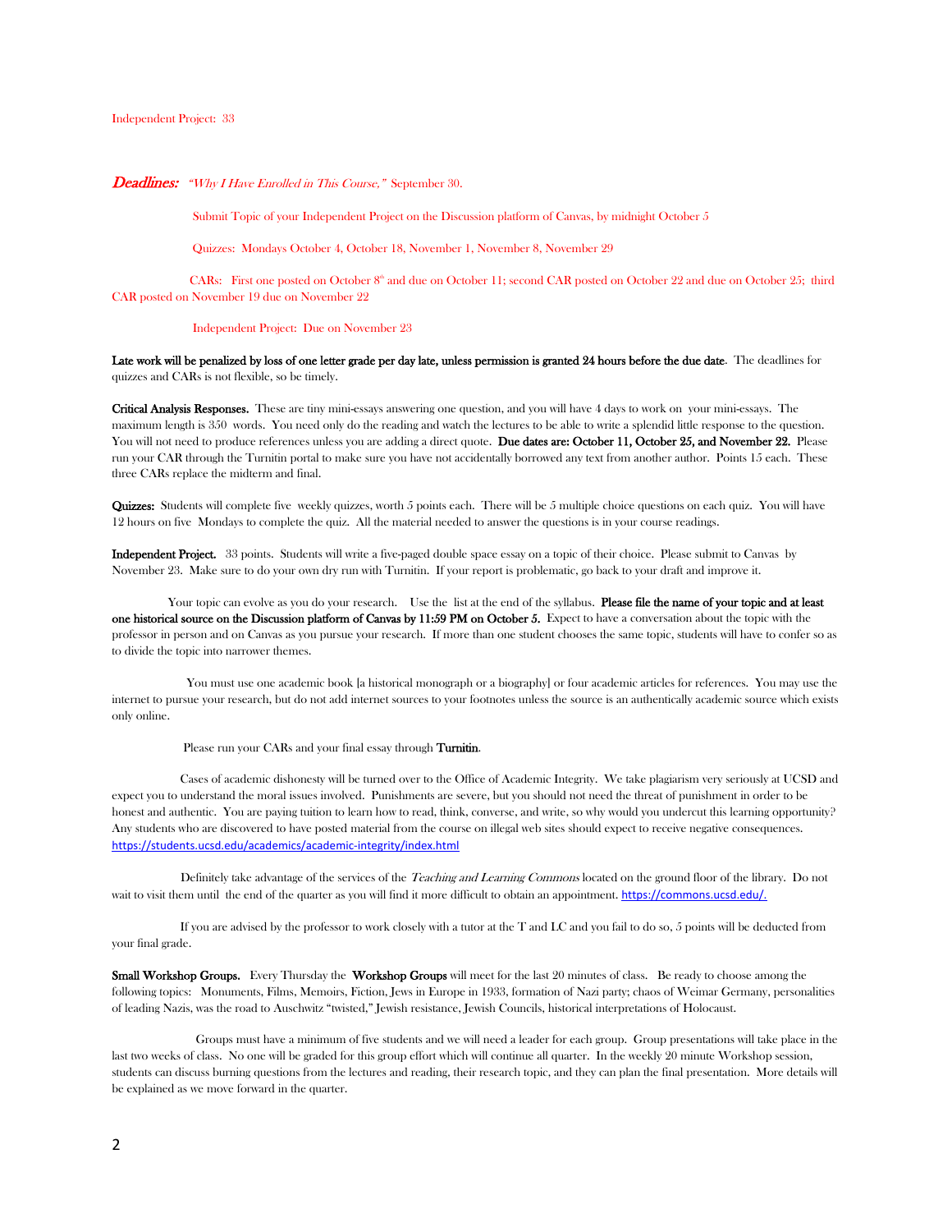Independent Project: 33

***Deadlines:*** *"Why I Have Enrolled in This Course,"* September 30.

Submit Topic of your Independent Project on the Discussion platform of Canvas, by midnight October 5

Quizzes: Mondays October 4, October 18, November 1, November 8, November 29

CARs: First one posted on October 8th and due on October 11; second CAR posted on October 22 and due on October 25; third CAR posted on November 19 due on November 22

Independent Project: Due on November 23

**Late work will be penalized by loss of one letter grade per day late, unless permission is granted 24 hours before the due date**. The deadlines for quizzes and CARs is not flexible, so be timely.

**Critical Analysis Responses.** These are tiny mini-essays answering one question, and you will have 4 days to work on your mini-essays. The maximum length is 350 words. You need only do the reading and watch the lectures to be able to write a splendid little response to the question. You will not need to produce references unless you are adding a direct quote. **Due dates are: October 11, October 25, and November 22.** Please run your CAR through the Turnitin portal to make sure you have not accidentally borrowed any text from another author. Points 15 each. These three CARs replace the midterm and final.

**Quizzes:** Students will complete five weekly quizzes, worth 5 points each. There will be 5 multiple choice questions on each quiz. You will have 12 hours on five Mondays to complete the quiz. All the material needed to answer the questions is in your course readings.

**Independent Project.** 33 points. Students will write a five-paged double space essay on a topic of their choice. Please submit to Canvas by November 23. Make sure to do your own dry run with Turnitin. If your report is problematic, go back to your draft and improve it.

Your topic can evolve as you do your research. Use the list at the end of the syllabus. **Please file the name of your topic and at least one historical source on the Discussion platform of Canvas by 11:59 PM on October 5.** Expect to have a conversation about the topic with the professor in person and on Canvas as you pursue your research. If more than one student chooses the same topic, students will have to confer so as to divide the topic into narrower themes.

You must use one academic book [a historical monograph or a biography] or four academic articles for references. You may use the internet to pursue your research, but do not add internet sources to your footnotes unless the source is an authentically academic source which exists only online.

Please run your CARs and your final essay through **Turnitin**.

Cases of academic dishonesty will be turned over to the Office of Academic Integrity. We take plagiarism very seriously at UCSD and expect you to understand the moral issues involved. Punishments are severe, but you should not need the threat of punishment in order to be honest and authentic. You are paying tuition to learn how to read, think, converse, and write, so why would you undercut this learning opportunity? Any students who are discovered to have posted material from the course on illegal web sites should expect to receive negative consequences. https://students.ucsd.edu/academics/academic-integrity/index.html

Definitely take advantage of the services of the *Teaching and Learning Commons* located on the ground floor of the library. Do not wait to visit them until the end of the quarter as you will find it more difficult to obtain an appointment. https://commons.ucsd.edu/.

If you are advised by the professor to work closely with a tutor at the T and LC and you fail to do so, 5 points will be deducted from your final grade.

**Small Workshop Groups.** Every Thursday the **Workshop Groups** will meet for the last 20 minutes of class. Be ready to choose among the following topics: Monuments, Films, Memoirs, Fiction, Jews in Europe in 1933, formation of Nazi party; chaos of Weimar Germany, personalities of leading Nazis, was the road to Auschwitz "twisted," Jewish resistance, Jewish Councils, historical interpretations of Holocaust.

Groups must have a minimum of five students and we will need a leader for each group. Group presentations will take place in the last two weeks of class. No one will be graded for this group effort which will continue all quarter. In the weekly 20 minute Workshop session, students can discuss burning questions from the lectures and reading, their research topic, and they can plan the final presentation. More details will be explained as we move forward in the quarter.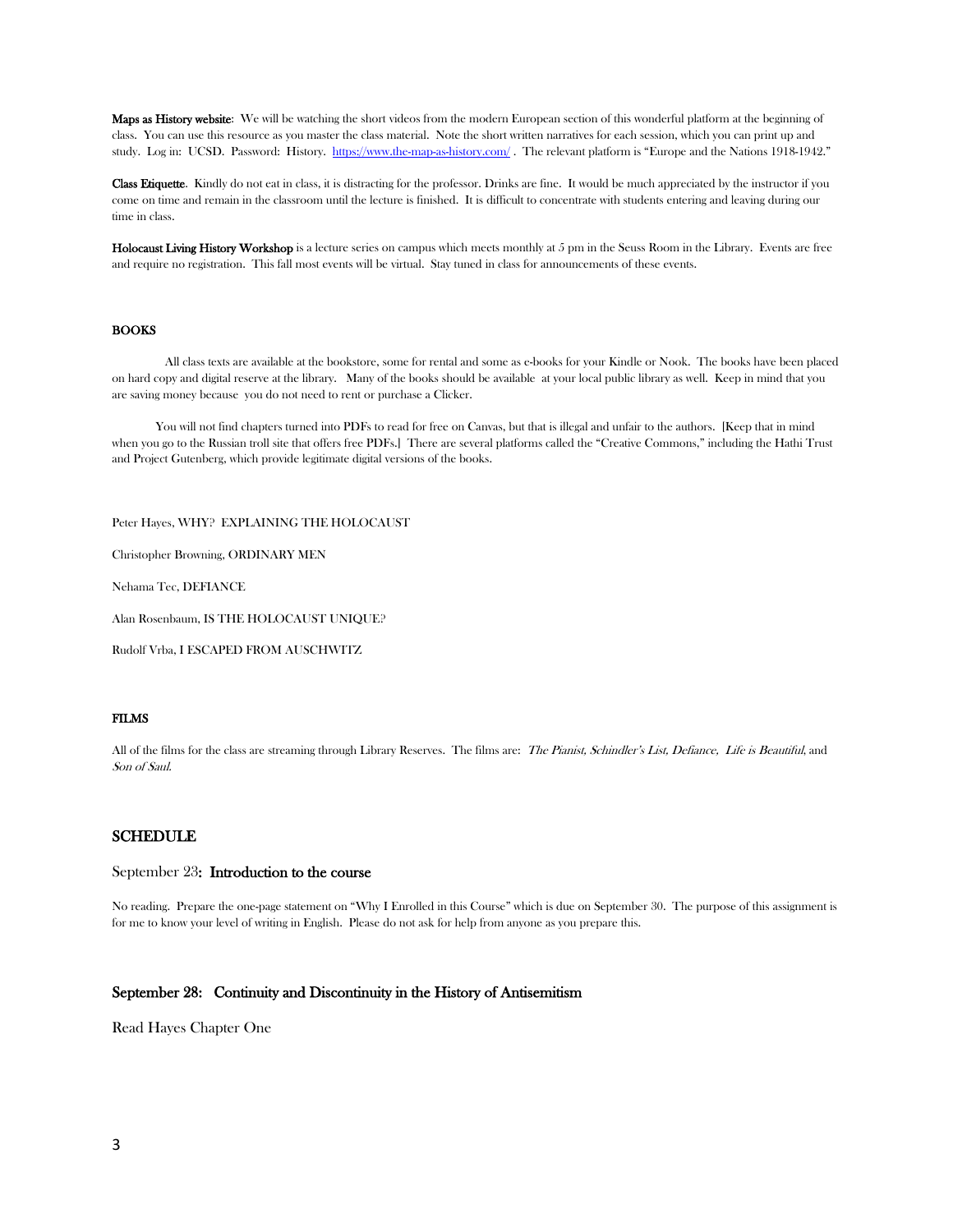**Maps as History website**: We will be watching the short videos from the modern European section of this wonderful platform at the beginning of class. You can use this resource as you master the class material. Note the short written narratives for each session, which you can print up and study. Log in: UCSD. Password: History. https://www.the-map-as-history.com/ . The relevant platform is "Europe and the Nations 1918-1942."

**Class Etiquette**. Kindly do not eat in class, it is distracting for the professor. Drinks are fine. It would be much appreciated by the instructor if you come on time and remain in the classroom until the lecture is finished. It is difficult to concentrate with students entering and leaving during our time in class.

**Holocaust Living History Workshop** is a lecture series on campus which meets monthly at 5 pm in the Seuss Room in the Library. Events are free and require no registration. This fall most events will be virtual. Stay tuned in class for announcements of these events.

**BOOKS**

All class texts are available at the bookstore, some for rental and some as e-books for your Kindle or Nook. The books have been placed on hard copy and digital reserve at the library. Many of the books should be available at your local public library as well. Keep in mind that you are saving money because you do not need to rent or purchase a Clicker.

You will not find chapters turned into PDFs to read for free on Canvas, but that is illegal and unfair to the authors. [Keep that in mind when you go to the Russian troll site that offers free PDFs.] There are several platforms called the "Creative Commons," including the Hathi Trust and Project Gutenberg, which provide legitimate digital versions of the books.

Peter Hayes, WHY? EXPLAINING THE HOLOCAUST

Christopher Browning, ORDINARY MEN

Nehama Tec, DEFIANCE

Alan Rosenbaum, IS THE HOLOCAUST UNIQUE?

Rudolf Vrba, I ESCAPED FROM AUSCHWITZ

**FILMS**

All of the films for the class are streaming through Library Reserves. The films are: *The Pianist, Schindler's List, Defiance, Life is Beautiful*, and *Son of Saul.*

## SCHEDULE

### September 23: Introduction to the course

No reading. Prepare the one-page statement on "Why I Enrolled in this Course" which is due on September 30. The purpose of this assignment is for me to know your level of writing in English. Please do not ask for help from anyone as you prepare this.

### September 28: Continuity and Discontinuity in the History of Antisemitism

Read Hayes Chapter One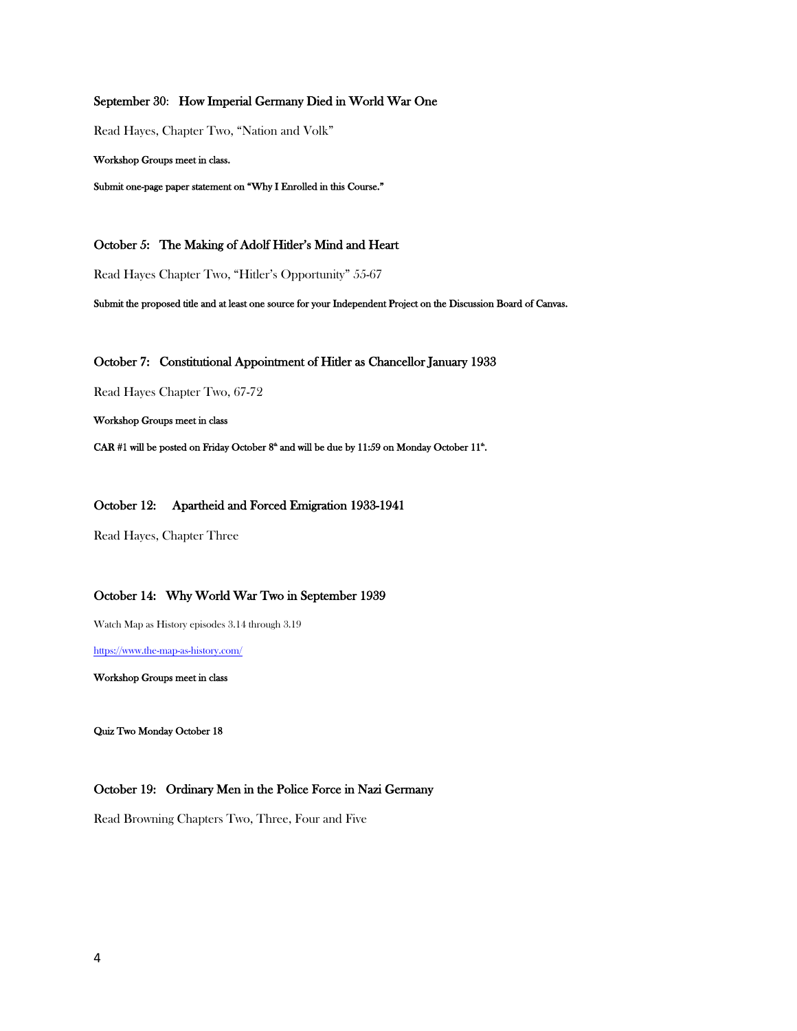### September 30: How Imperial Germany Died in World War One

Read Hayes, Chapter Two, “Nation and Volk”

**Workshop Groups meet in class.**

**Submit one-page paper statement on “Why I Enrolled in this Course.”**

### October 5: The Making of Adolf Hitler’s Mind and Heart

Read Hayes Chapter Two, “Hitler’s Opportunity” 55-67

**Submit the proposed title and at least one source for your Independent Project on the Discussion Board of Canvas.**

### October 7: Constitutional Appointment of Hitler as Chancellor January 1933

Read Hayes Chapter Two, 67-72

**Workshop Groups meet in class**

**CAR #1 will be posted on Friday October 8th and will be due by 11:59 on Monday October 11th.**

### October 12: Apartheid and Forced Emigration 1933-1941

Read Hayes, Chapter Three

### October 14: Why World War Two in September 1939

Watch Map as History episodes 3.14 through 3.19

https://www.the-map-as-history.com/

**Workshop Groups meet in class**

**Quiz Two Monday October 18**

### October 19: Ordinary Men in the Police Force in Nazi Germany

Read Browning Chapters Two, Three, Four and Five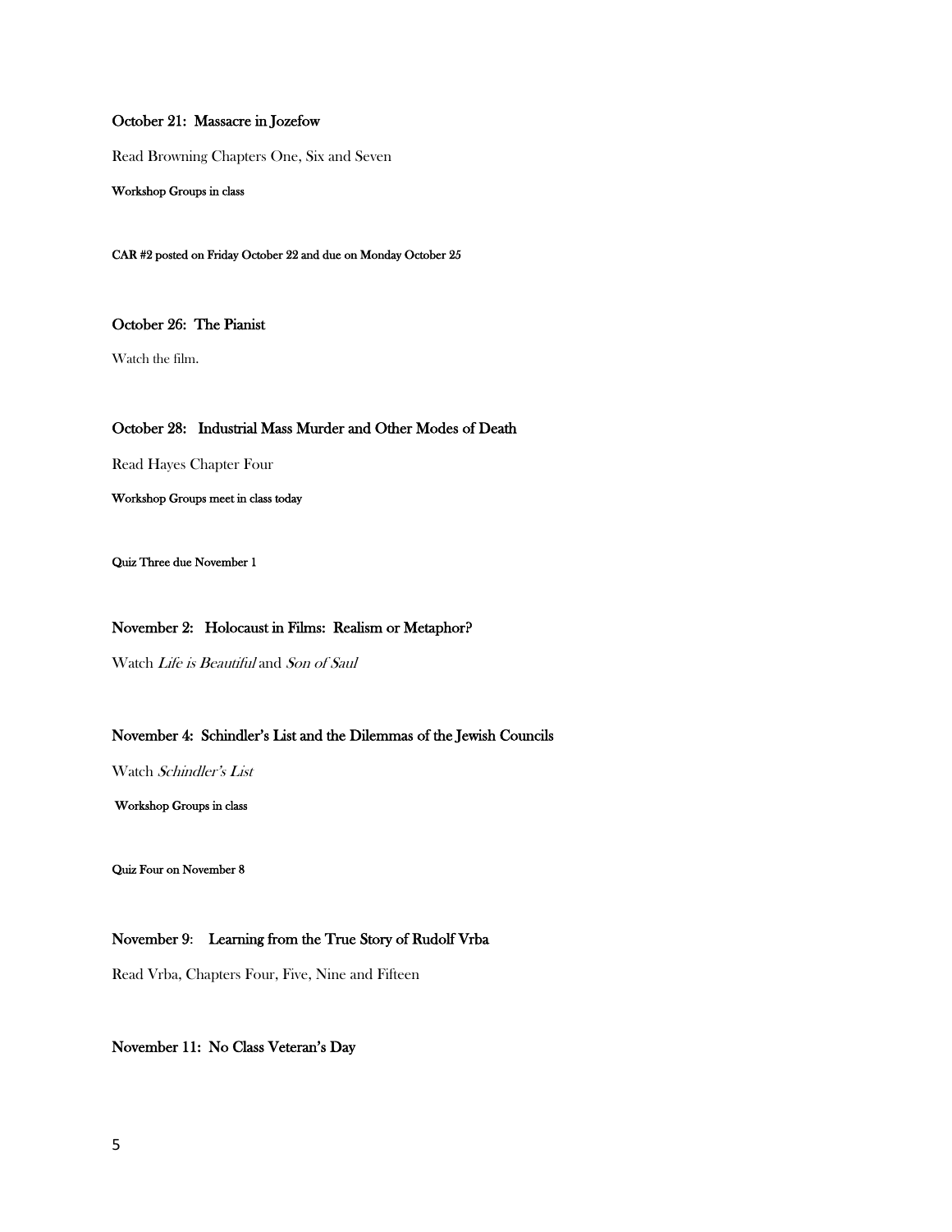### October 21: Massacre in Jozefow

Read Browning Chapters One, Six and Seven

**Workshop Groups in class**

**CAR #2 posted on Friday October 22 and due on Monday October 25**

### October 26: The Pianist

Watch the film.

### October 28: Industrial Mass Murder and Other Modes of Death

Read Hayes Chapter Four

**Workshop Groups meet in class today**

**Quiz Three due November 1**

### November 2: Holocaust in Films: Realism or Metaphor?

Watch *Life is Beautiful* and *Son of Saul*

### November 4: Schindler's List and the Dilemmas of the Jewish Councils

Watch *Schindler's List*

**Workshop Groups in class**

**Quiz Four on November 8**

### November 9: Learning from the True Story of Rudolf Vrba

Read Vrba, Chapters Four, Five, Nine and Fifteen

### November 11: No Class Veteran's Day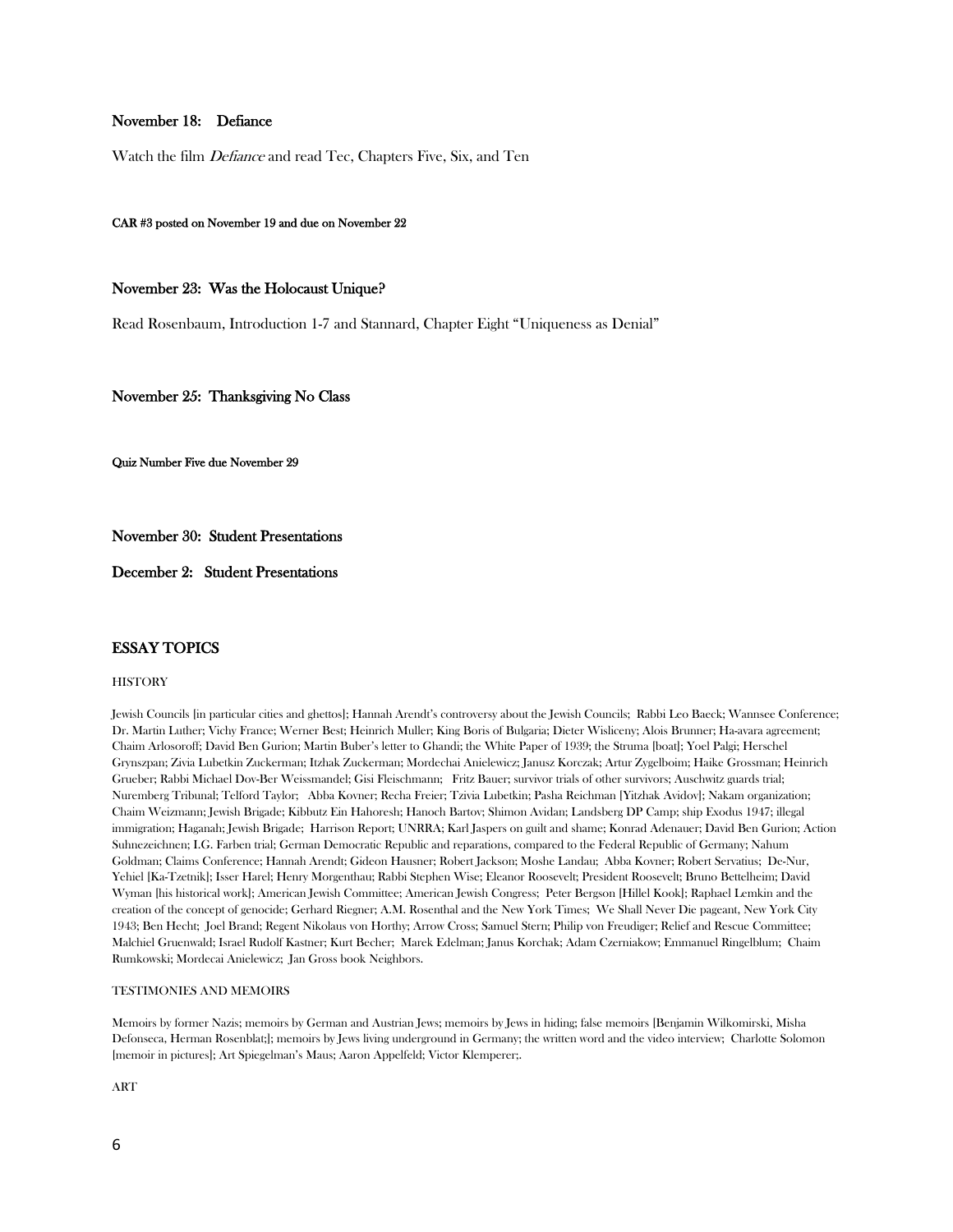### November 18: Defiance

Watch the film *Defiance* and read Tec, Chapters Five, Six, and Ten

**CAR #3 posted on November 19 and due on November 22**

### November 23: Was the Holocaust Unique?

Read Rosenbaum, Introduction 1-7 and Stannard, Chapter Eight "Uniqueness as Denial"

### November 25: Thanksgiving No Class

**Quiz Number Five due November 29**

### November 30: Student Presentations

### December 2: Student Presentations

## ESSAY TOPICS

HISTORY

Jewish Councils [in particular cities and ghettos]; Hannah Arendt's controversy about the Jewish Councils; Rabbi Leo Baeck; Wannsee Conference; Dr. Martin Luther; Vichy France; Werner Best; Heinrich Muller; King Boris of Bulgaria; Dieter Wisliceny; Alois Brunner; Ha-avara agreement; Chaim Arlosoroff; David Ben Gurion; Martin Buber's letter to Ghandi; the White Paper of 1939; the Struma [boat]; Yoel Palgi; Herschel Grynszpan; Zivia Lubetkin Zuckerman; Itzhak Zuckerman; Mordechai Anielewicz; Janusz Korczak; Artur Zygelboim; Haike Grossman; Heinrich Grueber; Rabbi Michael Dov-Ber Weissmandel; Gisi Fleischmann; Fritz Bauer; survivor trials of other survivors; Auschwitz guards trial; Nuremberg Tribunal; Telford Taylor; Abba Kovner; Recha Freier; Tzivia Lubetkin; Pasha Reichman [Yitzhak Avidov]; Nakam organization; Chaim Weizmann; Jewish Brigade; Kibbutz Ein Hahoresh; Hanoch Bartov; Shimon Avidan; Landsberg DP Camp; ship Exodus 1947; illegal immigration; Haganah; Jewish Brigade; Harrison Report; UNRRA; Karl Jaspers on guilt and shame; Konrad Adenauer; David Ben Gurion; Action Suhnezeichnen; I.G. Farben trial; German Democratic Republic and reparations, compared to the Federal Republic of Germany; Nahum Goldman; Claims Conference; Hannah Arendt; Gideon Hausner; Robert Jackson; Moshe Landau; Abba Kovner; Robert Servatius; De-Nur, Yehiel [Ka-Tzetnik]; Isser Harel; Henry Morgenthau; Rabbi Stephen Wise; Eleanor Roosevelt; President Roosevelt; Bruno Bettelheim; David Wyman [his historical work]; American Jewish Committee; American Jewish Congress; Peter Bergson [Hillel Kook]; Raphael Lemkin and the creation of the concept of genocide; Gerhard Riegner; A.M. Rosenthal and the New York Times; We Shall Never Die pageant, New York City 1943; Ben Hecht; Joel Brand; Regent Nikolaus von Horthy; Arrow Cross; Samuel Stern; Philip von Freudiger; Relief and Rescue Committee; Malchiel Gruenwald; Israel Rudolf Kastner; Kurt Becher; Marek Edelman; Janus Korchak; Adam Czerniakow; Emmanuel Ringelblum; Chaim Rumkowski; Mordecai Anielewicz; Jan Gross book Neighbors.

TESTIMONIES AND MEMOIRS

Memoirs by former Nazis; memoirs by German and Austrian Jews; memoirs by Jews in hiding; false memoirs [Benjamin Wilkomirski, Misha Defonseca, Herman Rosenblat;]; memoirs by Jews living underground in Germany; the written word and the video interview; Charlotte Solomon [memoir in pictures]; Art Spiegelman's Maus; Aaron Appelfeld; Victor Klemperer;.

ART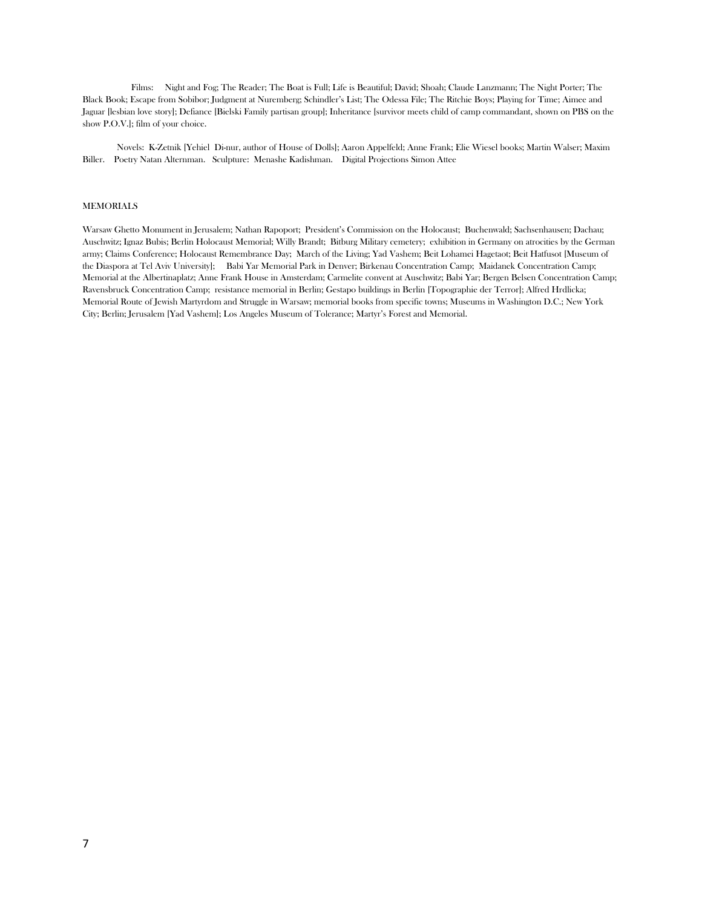Films: Night and Fog; The Reader; The Boat is Full; Life is Beautiful; David; Shoah; Claude Lanzmann; The Night Porter; The Black Book; Escape from Sobibor; Judgment at Nuremberg; Schindler's List; The Odessa File; The Ritchie Boys; Playing for Time; Aimee and Jaguar [lesbian love story]; Defiance [Bielski Family partisan group]; Inheritance [survivor meets child of camp commandant, shown on PBS on the show P.O.V.]; film of your choice.

Novels: K-Zetnik [Yehiel Di-nur, author of House of Dolls]; Aaron Appelfeld; Anne Frank; Elie Wiesel books; Martin Walser; Maxim Biller. Poetry Natan Alternman. Sculpture: Menashe Kadishman. Digital Projections Simon Attee

MEMORIALS

Warsaw Ghetto Monument in Jerusalem; Nathan Rapoport; President's Commission on the Holocaust; Buchenwald; Sachsenhausen; Dachau; Auschwitz; Ignaz Bubis; Berlin Holocaust Memorial; Willy Brandt; Bitburg Military cemetery; exhibition in Germany on atrocities by the German army; Claims Conference; Holocaust Remembrance Day; March of the Living; Yad Vashem; Beit Lohamei Hagetaot; Beit Hatfusot [Museum of the Diaspora at Tel Aviv University]; Babi Yar Memorial Park in Denver; Birkenau Concentration Camp; Maidanek Concentration Camp; Memorial at the Albertinaplatz; Anne Frank House in Amsterdam; Carmelite convent at Auschwitz; Babi Yar; Bergen Belsen Concentration Camp; Ravensbruck Concentration Camp; resistance memorial in Berlin; Gestapo buildings in Berlin [Topographie der Terror]; Alfred Hrdlicka; Memorial Route of Jewish Martyrdom and Struggle in Warsaw; memorial books from specific towns; Museums in Washington D.C.; New York City; Berlin; Jerusalem [Yad Vashem]; Los Angeles Museum of Tolerance; Martyr's Forest and Memorial.